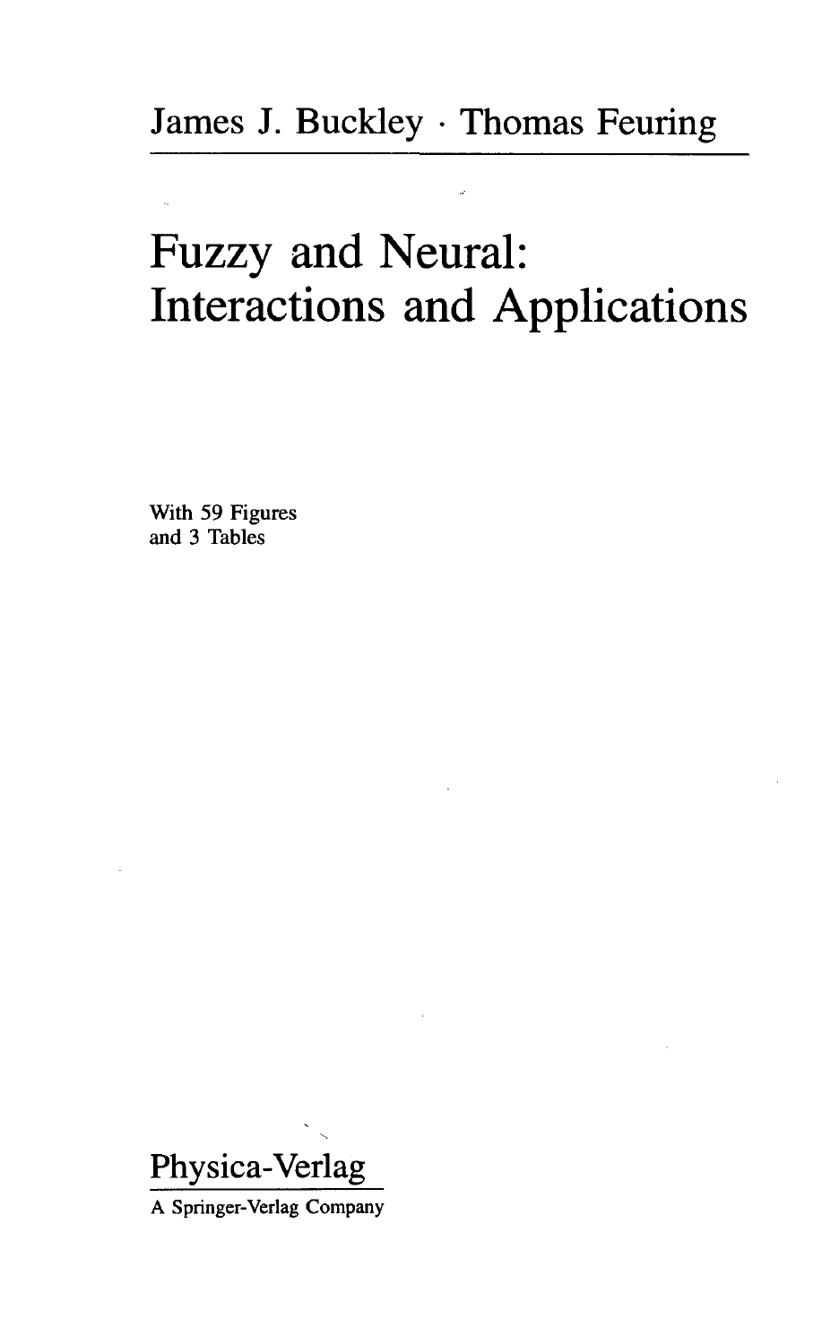James J. Buckley · Thomas Feuring

# Fuzzy and Neural: Interactions and Applications

With 59 Figures
and 3 Tables

Physica-Verlag

A Springer-Verlag Company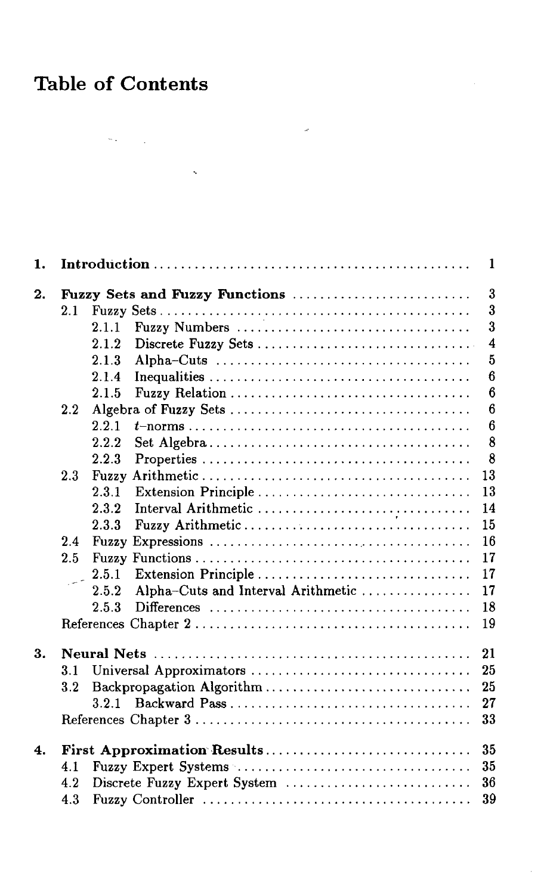# Table of Contents

| | | |
|---|---|---|
| **1.** | **Introduction** | **1** |
| **2.** | **Fuzzy Sets and Fuzzy Functions** | **3** |
| | 2.1 Fuzzy Sets | 3 |
| | 2.1.1 Fuzzy Numbers | 3 |
| | 2.1.2 Discrete Fuzzy Sets | 4 |
| | 2.1.3 Alpha–Cuts | 5 |
| | 2.1.4 Inequalities | 6 |
| | 2.1.5 Fuzzy Relation | 6 |
| | 2.2 Algebra of Fuzzy Sets | 6 |
| | 2.2.1 $t$–norms | 6 |
| | 2.2.2 Set Algebra | 8 |
| | 2.2.3 Properties | 8 |
| | 2.3 Fuzzy Arithmetic | 13 |
| | 2.3.1 Extension Principle | 13 |
| | 2.3.2 Interval Arithmetic | 14 |
| | 2.3.3 Fuzzy Arithmetic | 15 |
| | 2.4 Fuzzy Expressions | 16 |
| | 2.5 Fuzzy Functions | 17 |
| | 2.5.1 Extension Principle | 17 |
| | 2.5.2 Alpha–Cuts and Interval Arithmetic | 17 |
| | 2.5.3 Differences | 18 |
| | References Chapter 2 | 19 |
| **3.** | **Neural Nets** | **21** |
| | 3.1 Universal Approximators | 25 |
| | 3.2 Backpropagation Algorithm | 25 |
| | 3.2.1 Backward Pass | 27 |
| | References Chapter 3 | 33 |
| **4.** | **First Approximation Results** | **35** |
| | 4.1 Fuzzy Expert Systems | 35 |
| | 4.2 Discrete Fuzzy Expert System | 36 |
| | 4.3 Fuzzy Controller | 39 |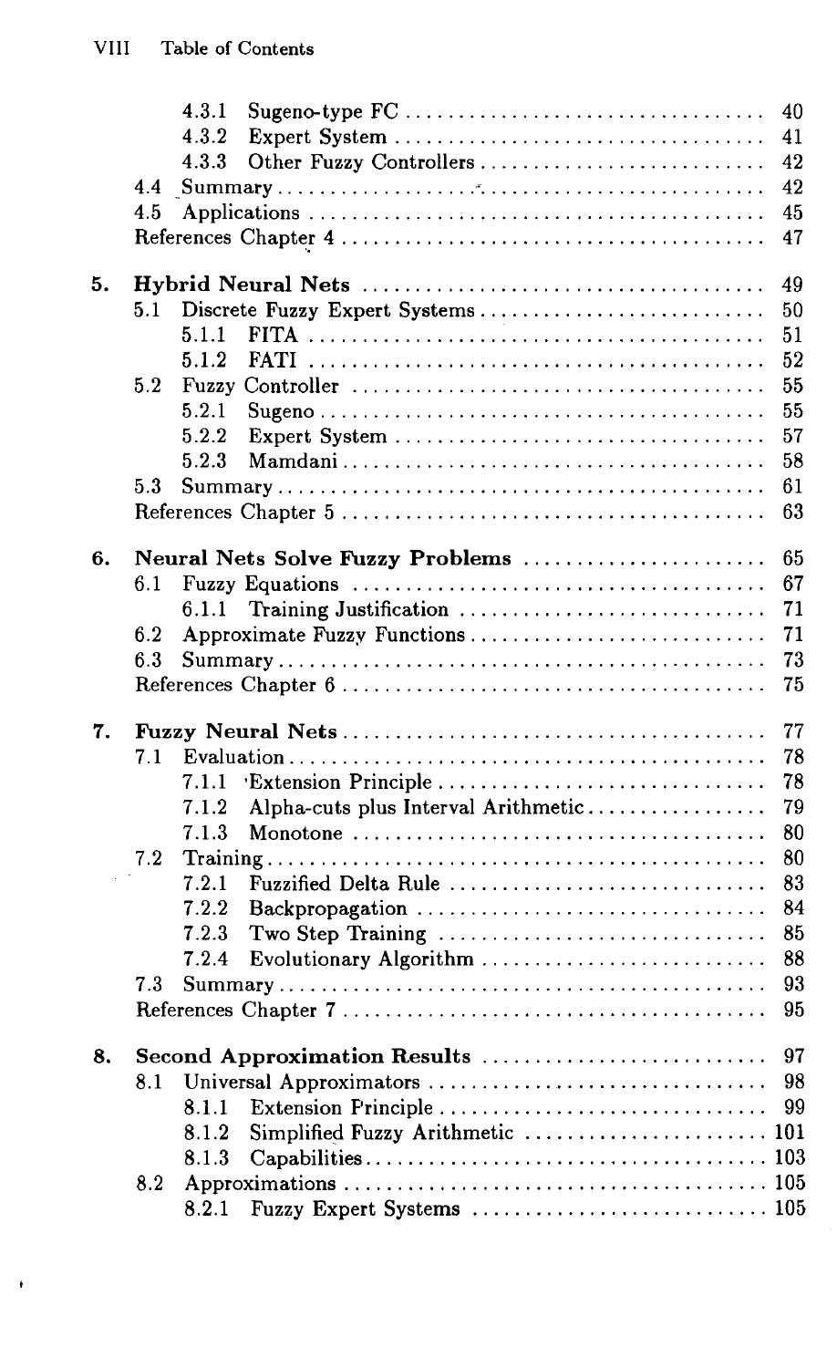4.3.1 Sugeno-type FC ... 40
4.3.2 Expert System ... 41
4.3.3 Other Fuzzy Controllers ... 42
4.4 Summary ... 42
4.5 Applications ... 45
References Chapter 4 ... 47

**5. Hybrid Neural Nets** ... 49
5.1 Discrete Fuzzy Expert Systems ... 50
5.1.1 FITA ... 51
5.1.2 FATI ... 52
5.2 Fuzzy Controller ... 55
5.2.1 Sugeno ... 55
5.2.2 Expert System ... 57
5.2.3 Mamdani ... 58
5.3 Summary ... 61
References Chapter 5 ... 63

**6. Neural Nets Solve Fuzzy Problems** ... 65
6.1 Fuzzy Equations ... 67
6.1.1 Training Justification ... 71
6.2 Approximate Fuzzy Functions ... 71
6.3 Summary ... 73
References Chapter 6 ... 75

**7. Fuzzy Neural Nets** ... 77
7.1 Evaluation ... 78
7.1.1 Extension Principle ... 78
7.1.2 Alpha-cuts plus Interval Arithmetic ... 79
7.1.3 Monotone ... 80
7.2 Training ... 80
7.2.1 Fuzzified Delta Rule ... 83
7.2.2 Backpropagation ... 84
7.2.3 Two Step Training ... 85
7.2.4 Evolutionary Algorithm ... 88
7.3 Summary ... 93
References Chapter 7 ... 95

**8. Second Approximation Results** ... 97
8.1 Universal Approximators ... 98
8.1.1 Extension Principle ... 99
8.1.2 Simplified Fuzzy Arithmetic ... 101
8.1.3 Capabilities ... 103
8.2 Approximations ... 105
8.2.1 Fuzzy Expert Systems ... 105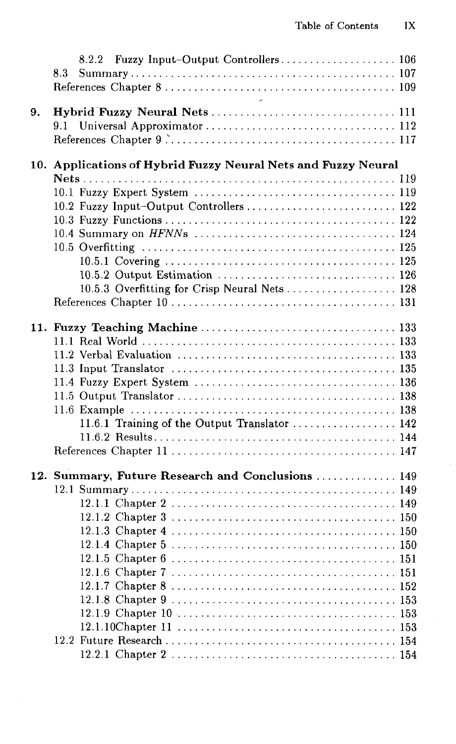8.2.2 Fuzzy Input–Output Controllers .................... 106
8.3 Summary .................... 107
References Chapter 8 .................... 109

**9. Hybrid Fuzzy Neural Nets** .................... 111
9.1 Universal Approximator .................... 112
References Chapter 9 .................... 117

**10. Applications of Hybrid Fuzzy Neural Nets and Fuzzy Neural Nets** .................... 119
10.1 Fuzzy Expert System .................... 119
10.2 Fuzzy Input–Output Controllers .................... 122
10.3 Fuzzy Functions .................... 122
10.4 Summary on *HFNN*s .................... 124
10.5 Overfitting .................... 125
10.5.1 Covering .................... 125
10.5.2 Output Estimation .................... 126
10.5.3 Overfitting for Crisp Neural Nets .................... 128
References Chapter 10 .................... 131

**11. Fuzzy Teaching Machine** .................... 133
11.1 Real World .................... 133
11.2 Verbal Evaluation .................... 133
11.3 Input Translator .................... 135
11.4 Fuzzy Expert System .................... 136
11.5 Output Translator .................... 138
11.6 Example .................... 138
11.6.1 Training of the Output Translator .................... 142
11.6.2 Results .................... 144
References Chapter 11 .................... 147

**12. Summary, Future Research and Conclusions** .................... 149
12.1 Summary .................... 149
12.1.1 Chapter 2 .................... 149
12.1.2 Chapter 3 .................... 150
12.1.3 Chapter 4 .................... 150
12.1.4 Chapter 5 .................... 150
12.1.5 Chapter 6 .................... 151
12.1.6 Chapter 7 .................... 151
12.1.7 Chapter 8 .................... 152
12.1.8 Chapter 9 .................... 153
12.1.9 Chapter 10 .................... 153
12.1.10Chapter 11 .................... 153
12.2 Future Research .................... 154
12.2.1 Chapter 2 .................... 154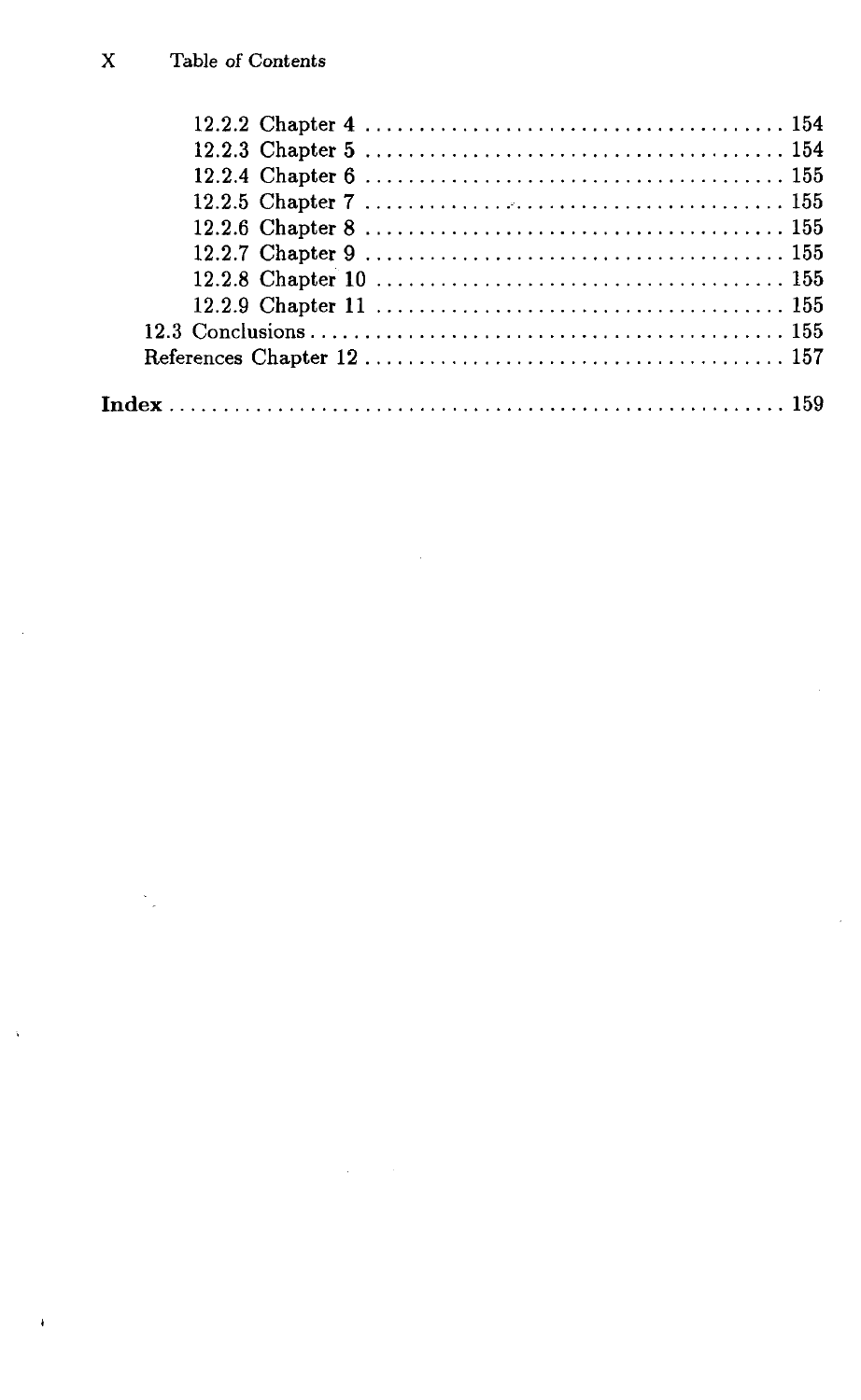12.2.2 Chapter 4 .......................................... 154
12.2.3 Chapter 5 .......................................... 154
12.2.4 Chapter 6 .......................................... 155
12.2.5 Chapter 7 .......................................... 155
12.2.6 Chapter 8 .......................................... 155
12.2.7 Chapter 9 .......................................... 155
12.2.8 Chapter 10 .......................................... 155
12.2.9 Chapter 11 .......................................... 155
12.3 Conclusions .......................................... 155
References Chapter 12 .......................................... 157

**Index** .......................................... 159